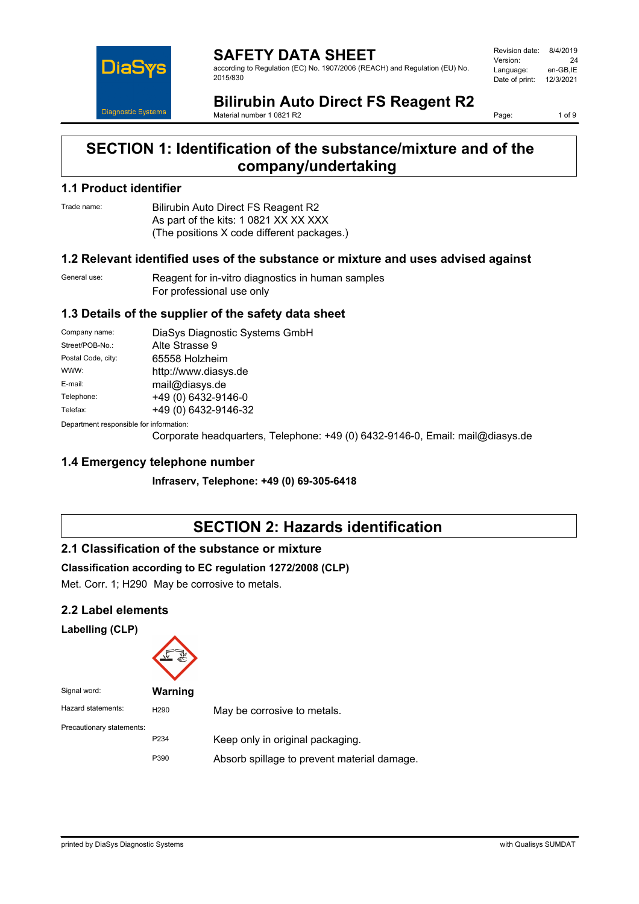# SAFETY DATA SHEET

according to Regulation (EC) No. 1907/2006 (REACH) and Regulation (EU) No. 2015/830

| | |
|---|---|
| Revision date: | 8/4/2019 |
| Version: | 24 |
| Language: | en-GB,IE |
| Date of print: | 12/3/2021 |

## Bilirubin Auto Direct FS Reagent R2

Material number 1 0821 R2

# SECTION 1: Identification of the substance/mixture and of the company/undertaking

## 1.1 Product identifier

Trade name: Bilirubin Auto Direct FS Reagent R2
As part of the kits: 1 0821 XX XX XXX
(The positions X code different packages.)

## 1.2 Relevant identified uses of the substance or mixture and uses advised against

General use: Reagent for in-vitro diagnostics in human samples
For professional use only

## 1.3 Details of the supplier of the safety data sheet

| | |
|---|---|
| Company name: | DiaSys Diagnostic Systems GmbH |
| Street/POB-No.: | Alte Strasse 9 |
| Postal Code, city: | 65558 Holzheim |
| WWW: | http://www.diasys.de |
| E-mail: | mail@diasys.de |
| Telephone: | +49 (0) 6432-9146-0 |
| Telefax: | +49 (0) 6432-9146-32 |

Department responsible for information:
Corporate headquarters, Telephone: +49 (0) 6432-9146-0, Email: mail@diasys.de

## 1.4 Emergency telephone number

**Infraserv, Telephone: +49 (0) 69-305-6418**

# SECTION 2: Hazards identification

## 2.1 Classification of the substance or mixture

**Classification according to EC regulation 1272/2008 (CLP)**

Met. Corr. 1; H290 May be corrosive to metals.

## 2.2 Label elements

**Labelling (CLP)**

Signal word: **Warning**

Hazard statements:

| | |
|---|---|
| H290 | May be corrosive to metals. |

Precautionary statements:

| | |
|---|---|
| P234 | Keep only in original packaging. |
| P390 | Absorb spillage to prevent material damage. |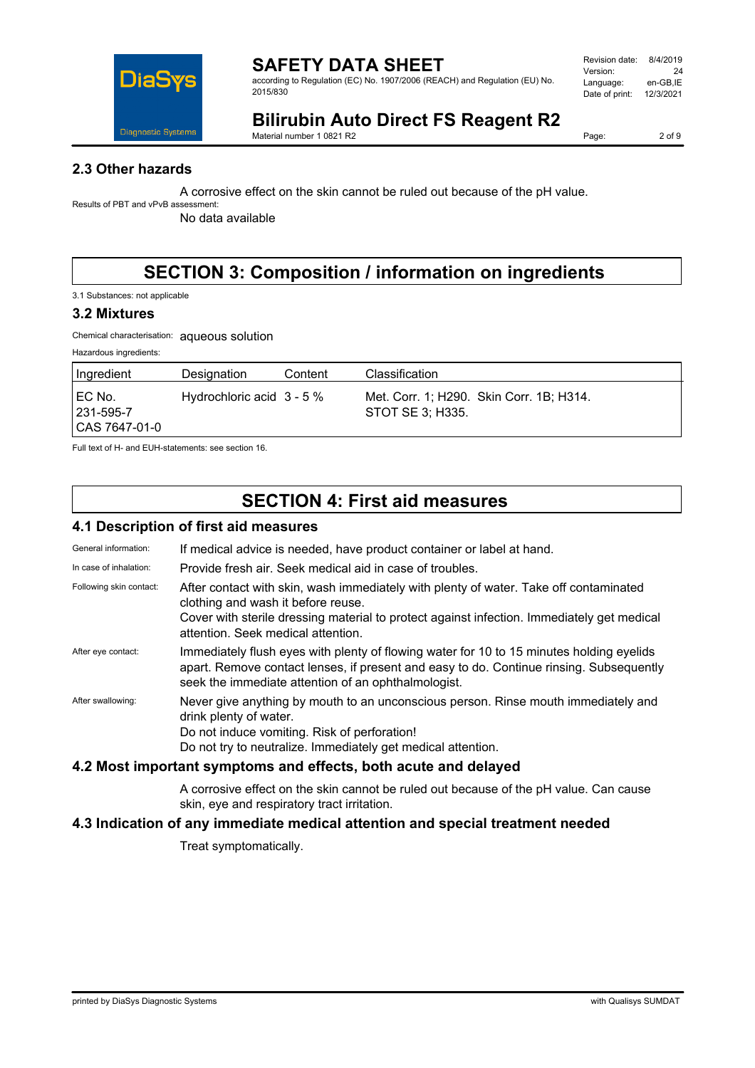## 2.3 Other hazards

A corrosive effect on the skin cannot be ruled out because of the pH value.

Results of PBT and vPvB assessment:

No data available

# SECTION 3: Composition / information on ingredients

3.1 Substances: not applicable

## 3.2 Mixtures

Chemical characterisation: aqueous solution

Hazardous ingredients:

| Ingredient | Designation | Content | Classification |
|---|---|---|---|
| EC No. 231-595-7 CAS 7647-01-0 | Hydrochloric acid | 3 - 5 % | Met. Corr. 1; H290. Skin Corr. 1B; H314. STOT SE 3; H335. |

Full text of H- and EUH-statements: see section 16.

# SECTION 4: First aid measures

## 4.1 Description of first aid measures

General information: If medical advice is needed, have product container or label at hand.

In case of inhalation: Provide fresh air. Seek medical aid in case of troubles.

Following skin contact: After contact with skin, wash immediately with plenty of water. Take off contaminated clothing and wash it before reuse.
Cover with sterile dressing material to protect against infection. Immediately get medical attention. Seek medical attention.

After eye contact: Immediately flush eyes with plenty of flowing water for 10 to 15 minutes holding eyelids apart. Remove contact lenses, if present and easy to do. Continue rinsing. Subsequently seek the immediate attention of an ophthalmologist.

After swallowing: Never give anything by mouth to an unconscious person. Rinse mouth immediately and drink plenty of water.
Do not induce vomiting. Risk of perforation!
Do not try to neutralize. Immediately get medical attention.

## 4.2 Most important symptoms and effects, both acute and delayed

A corrosive effect on the skin cannot be ruled out because of the pH value. Can cause skin, eye and respiratory tract irritation.

## 4.3 Indication of any immediate medical attention and special treatment needed

Treat symptomatically.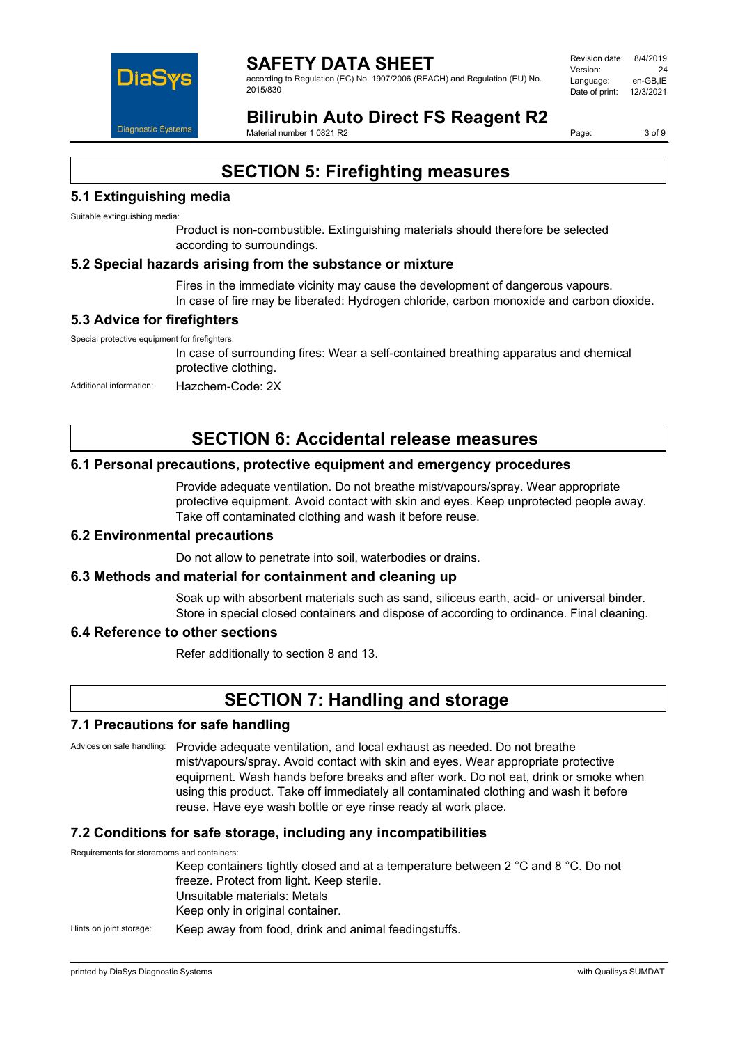# SECTION 5: Firefighting measures

## 5.1 Extinguishing media

Suitable extinguishing media:

Product is non-combustible. Extinguishing materials should therefore be selected according to surroundings.

## 5.2 Special hazards arising from the substance or mixture

Fires in the immediate vicinity may cause the development of dangerous vapours.
In case of fire may be liberated: Hydrogen chloride, carbon monoxide and carbon dioxide.

## 5.3 Advice for firefighters

Special protective equipment for firefighters:

In case of surrounding fires: Wear a self-contained breathing apparatus and chemical protective clothing.

Additional information: Hazchem-Code: 2X

# SECTION 6: Accidental release measures

## 6.1 Personal precautions, protective equipment and emergency procedures

Provide adequate ventilation. Do not breathe mist/vapours/spray. Wear appropriate protective equipment. Avoid contact with skin and eyes. Keep unprotected people away. Take off contaminated clothing and wash it before reuse.

## 6.2 Environmental precautions

Do not allow to penetrate into soil, waterbodies or drains.

## 6.3 Methods and material for containment and cleaning up

Soak up with absorbent materials such as sand, siliceus earth, acid- or universal binder. Store in special closed containers and dispose of according to ordinance. Final cleaning.

## 6.4 Reference to other sections

Refer additionally to section 8 and 13.

# SECTION 7: Handling and storage

## 7.1 Precautions for safe handling

Advices on safe handling: Provide adequate ventilation, and local exhaust as needed. Do not breathe mist/vapours/spray. Avoid contact with skin and eyes. Wear appropriate protective equipment. Wash hands before breaks and after work. Do not eat, drink or smoke when using this product. Take off immediately all contaminated clothing and wash it before reuse. Have eye wash bottle or eye rinse ready at work place.

## 7.2 Conditions for safe storage, including any incompatibilities

Requirements for storerooms and containers:

Keep containers tightly closed and at a temperature between 2 °C and 8 °C. Do not freeze. Protect from light. Keep sterile.
Unsuitable materials: Metals
Keep only in original container.

Hints on joint storage: Keep away from food, drink and animal feedingstuffs.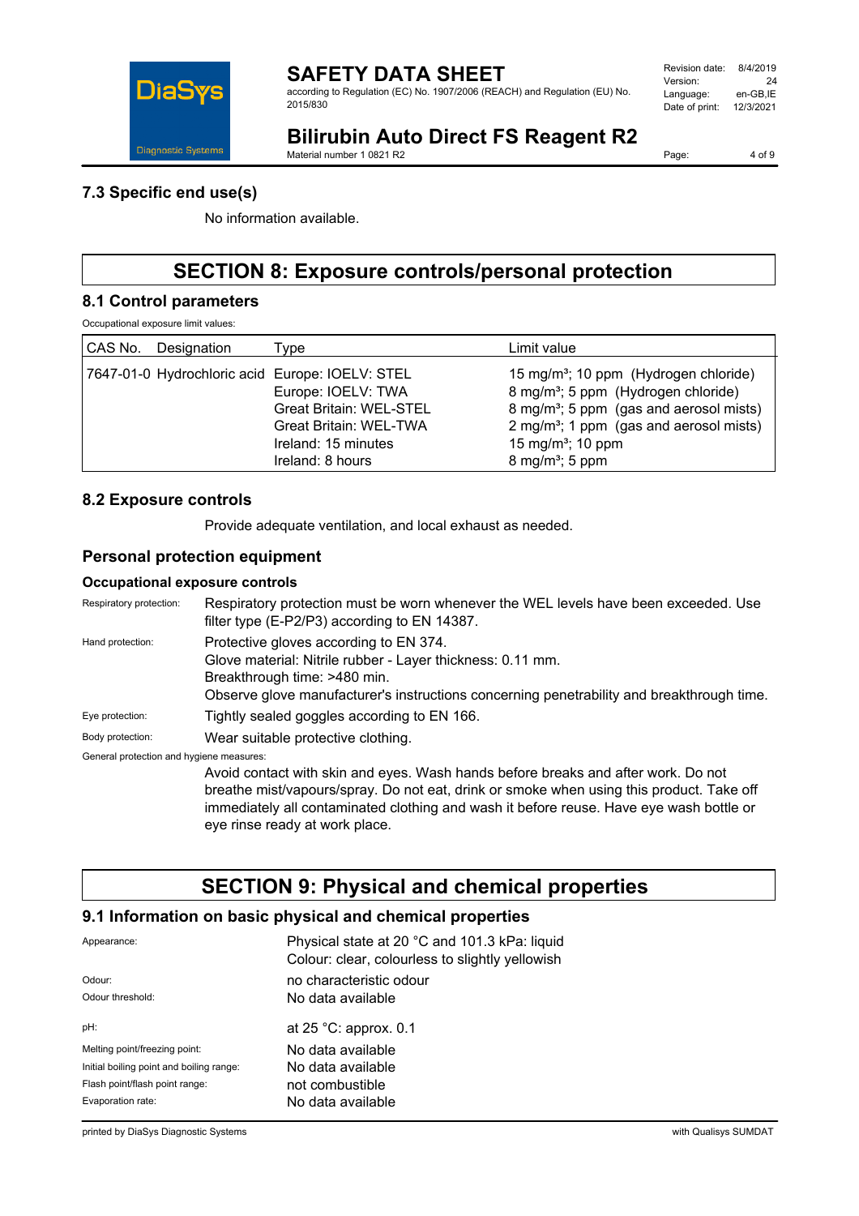## 7.3 Specific end use(s)

No information available.

# SECTION 8: Exposure controls/personal protection

## 8.1 Control parameters

Occupational exposure limit values:

| CAS No. | Designation | Type | Limit value |
|---|---|---|---|
| 7647-01-0 | Hydrochloric acid | Europe: IOELV: STEL | 15 mg/m³; 10 ppm (Hydrogen chloride) |
| | | Europe: IOELV: TWA | 8 mg/m³; 5 ppm (Hydrogen chloride) |
| | | Great Britain: WEL-STEL | 8 mg/m³; 5 ppm (gas and aerosol mists) |
| | | Great Britain: WEL-TWA | 2 mg/m³; 1 ppm (gas and aerosol mists) |
| | | Ireland: 15 minutes | 15 mg/m³; 10 ppm |
| | | Ireland: 8 hours | 8 mg/m³; 5 ppm |

## 8.2 Exposure controls

Provide adequate ventilation, and local exhaust as needed.

## Personal protection equipment

### Occupational exposure controls

Respiratory protection: Respiratory protection must be worn whenever the WEL levels have been exceeded. Use filter type (E-P2/P3) according to EN 14387.

Hand protection: Protective gloves according to EN 374.
Glove material: Nitrile rubber - Layer thickness: 0.11 mm.
Breakthrough time: >480 min.
Observe glove manufacturer's instructions concerning penetrability and breakthrough time.

Eye protection: Tightly sealed goggles according to EN 166.

Body protection: Wear suitable protective clothing.

General protection and hygiene measures:

Avoid contact with skin and eyes. Wash hands before breaks and after work. Do not breathe mist/vapours/spray. Do not eat, drink or smoke when using this product. Take off immediately all contaminated clothing and wash it before reuse. Have eye wash bottle or eye rinse ready at work place.

# SECTION 9: Physical and chemical properties

## 9.1 Information on basic physical and chemical properties

| | |
|---|---|
| Appearance: | Physical state at 20 °C and 101.3 kPa: liquid<br>Colour: clear, colourless to slightly yellowish |
| Odour: | no characteristic odour |
| Odour threshold: | No data available |
| pH: | at 25 °C: approx. 0.1 |
| Melting point/freezing point: | No data available |
| Initial boiling point and boiling range: | No data available |
| Flash point/flash point range: | not combustible |
| Evaporation rate: | No data available |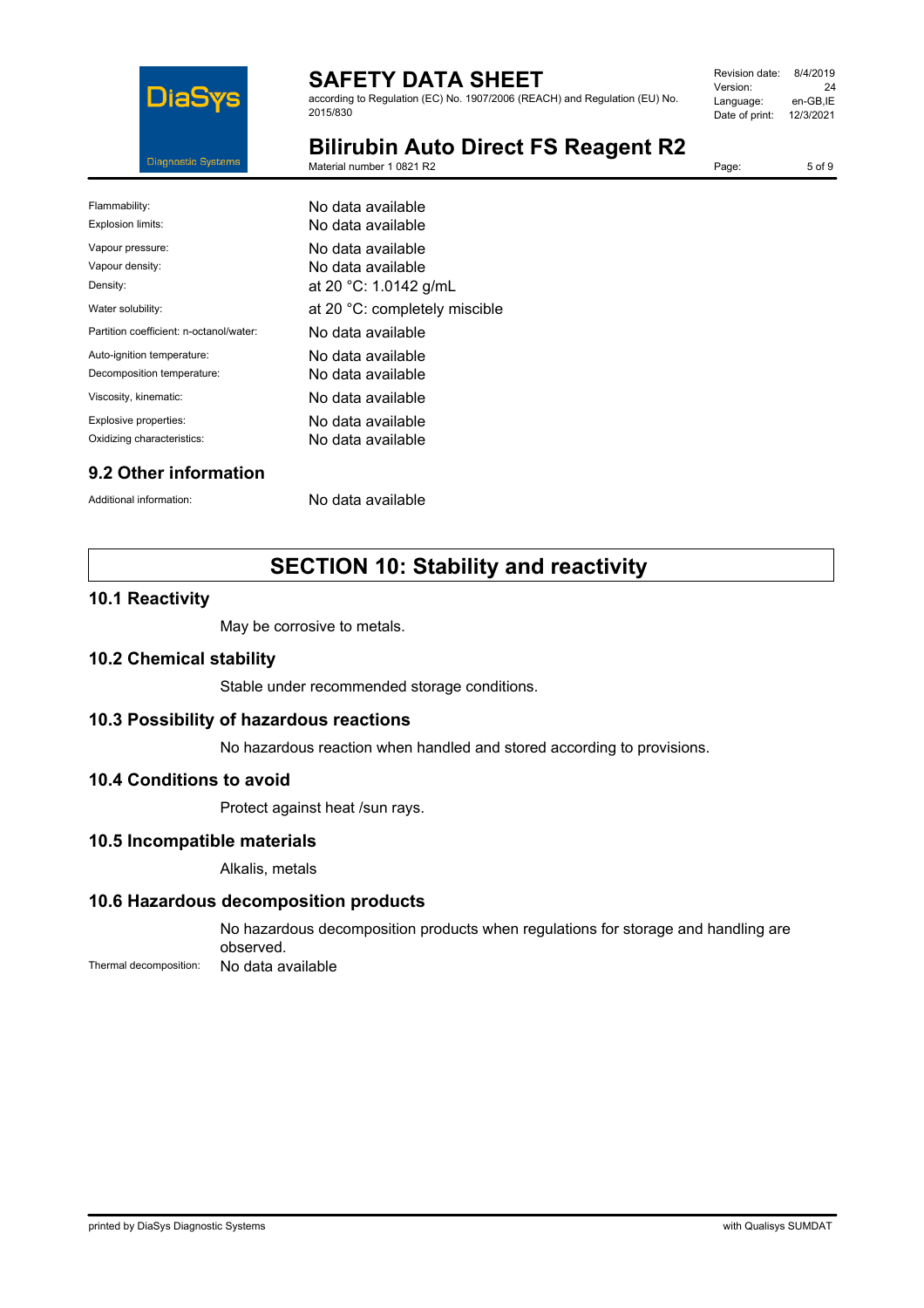| | |
|---|---|
| Flammability: | No data available |
| Explosion limits: | No data available |
| Vapour pressure: | No data available |
| Vapour density: | No data available |
| Density: | at 20 °C: 1.0142 g/mL |
| Water solubility: | at 20 °C: completely miscible |
| Partition coefficient: n-octanol/water: | No data available |
| Auto-ignition temperature: | No data available |
| Decomposition temperature: | No data available |
| Viscosity, kinematic: | No data available |
| Explosive properties: | No data available |
| Oxidizing characteristics: | No data available |

### 9.2 Other information

Additional information: No data available

## SECTION 10: Stability and reactivity

### 10.1 Reactivity

May be corrosive to metals.

### 10.2 Chemical stability

Stable under recommended storage conditions.

### 10.3 Possibility of hazardous reactions

No hazardous reaction when handled and stored according to provisions.

### 10.4 Conditions to avoid

Protect against heat /sun rays.

### 10.5 Incompatible materials

Alkalis, metals

### 10.6 Hazardous decomposition products

No hazardous decomposition products when regulations for storage and handling are observed.

Thermal decomposition: No data available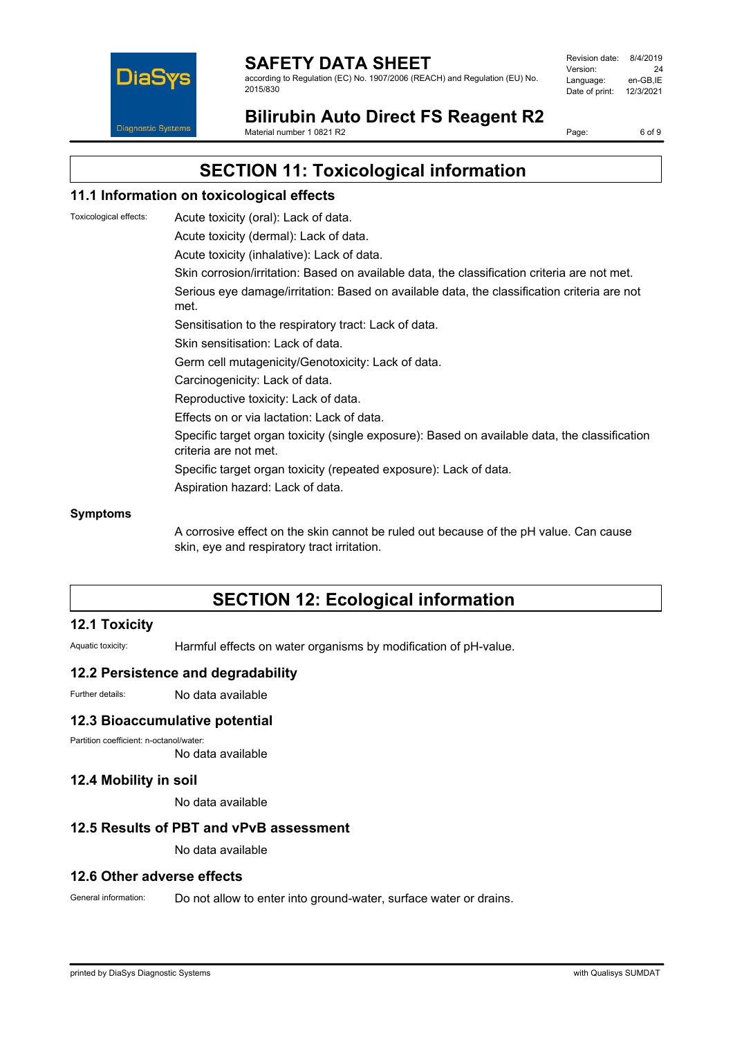## SECTION 11: Toxicological information

### 11.1 Information on toxicological effects

Toxicological effects: Acute toxicity (oral): Lack of data.

Acute toxicity (dermal): Lack of data.

Acute toxicity (inhalative): Lack of data.

Skin corrosion/irritation: Based on available data, the classification criteria are not met.

Serious eye damage/irritation: Based on available data, the classification criteria are not met.

Sensitisation to the respiratory tract: Lack of data.

Skin sensitisation: Lack of data.

Germ cell mutagenicity/Genotoxicity: Lack of data.

Carcinogenicity: Lack of data.

Reproductive toxicity: Lack of data.

Effects on or via lactation: Lack of data.

Specific target organ toxicity (single exposure): Based on available data, the classification criteria are not met.

Specific target organ toxicity (repeated exposure): Lack of data.

Aspiration hazard: Lack of data.

**Symptoms**

A corrosive effect on the skin cannot be ruled out because of the pH value. Can cause skin, eye and respiratory tract irritation.

## SECTION 12: Ecological information

### 12.1 Toxicity

Aquatic toxicity: Harmful effects on water organisms by modification of pH-value.

### 12.2 Persistence and degradability

Further details: No data available

### 12.3 Bioaccumulative potential

Partition coefficient: n-octanol/water:
No data available

### 12.4 Mobility in soil

No data available

### 12.5 Results of PBT and vPvB assessment

No data available

### 12.6 Other adverse effects

General information: Do not allow to enter into ground-water, surface water or drains.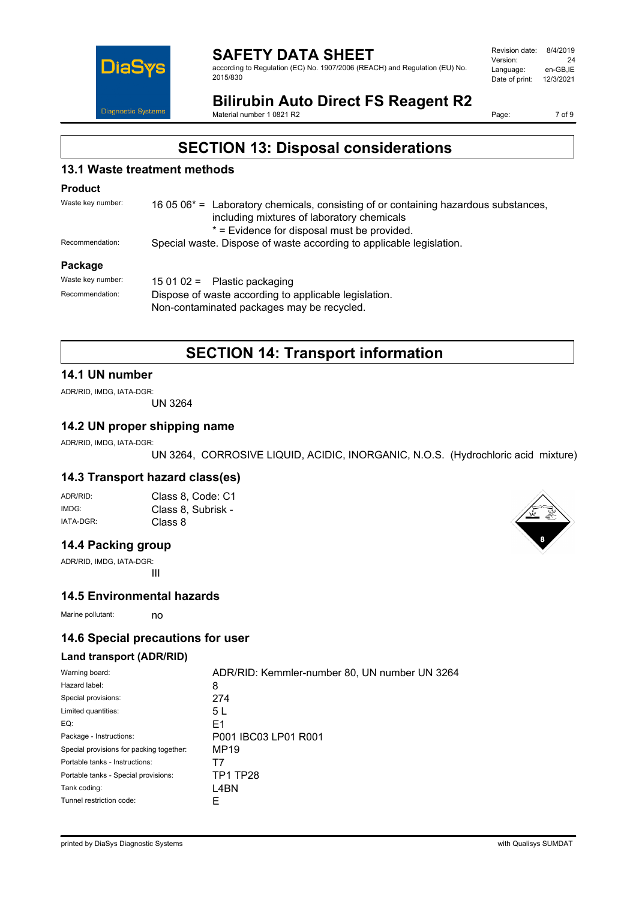# SECTION 13: Disposal considerations

## 13.1 Waste treatment methods

### Product

| | |
|---|---|
| Waste key number: | 16 05 06* = Laboratory chemicals, consisting of or containing hazardous substances, including mixtures of laboratory chemicals<br>* = Evidence for disposal must be provided. |
| Recommendation: | Special waste. Dispose of waste according to applicable legislation. |

### Package

| | |
|---|---|
| Waste key number: | 15 01 02 = Plastic packaging |
| Recommendation: | Dispose of waste according to applicable legislation.<br>Non-contaminated packages may be recycled. |

# SECTION 14: Transport information

## 14.1 UN number

ADR/RID, IMDG, IATA-DGR:

UN 3264

## 14.2 UN proper shipping name

ADR/RID, IMDG, IATA-DGR:

UN 3264, CORROSIVE LIQUID, ACIDIC, INORGANIC, N.O.S. (Hydrochloric acid mixture)

## 14.3 Transport hazard class(es)

| | |
|---|---|
| ADR/RID: | Class 8, Code: C1 |
| IMDG: | Class 8, Subrisk - |
| IATA-DGR: | Class 8 |

## 14.4 Packing group

ADR/RID, IMDG, IATA-DGR:

III

## 14.5 Environmental hazards

Marine pollutant: no

## 14.6 Special precautions for user

### Land transport (ADR/RID)

| | |
|---|---|
| Warning board: | ADR/RID: Kemmler-number 80, UN number UN 3264 |
| Hazard label: | 8 |
| Special provisions: | 274 |
| Limited quantities: | 5 L |
| EQ: | E1 |
| Package - Instructions: | P001 IBC03 LP01 R001 |
| Special provisions for packing together: | MP19 |
| Portable tanks - Instructions: | T7 |
| Portable tanks - Special provisions: | TP1 TP28 |
| Tank coding: | L4BN |
| Tunnel restriction code: | E |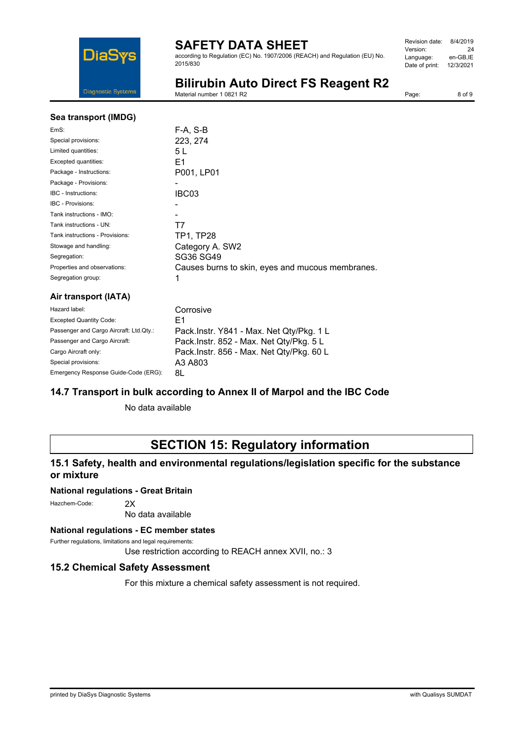### Sea transport (IMDG)

| | |
|---|---|
| EmS: | F-A, S-B |
| Special provisions: | 223, 274 |
| Limited quantities: | 5 L |
| Excepted quantities: | E1 |
| Package - Instructions: | P001, LP01 |
| Package - Provisions: | - |
| IBC - Instructions: | IBC03 |
| IBC - Provisions: | - |
| Tank instructions - IMO: | - |
| Tank instructions - UN: | T7 |
| Tank instructions - Provisions: | TP1, TP28 |
| Stowage and handling: | Category A. SW2 |
| Segregation: | SG36 SG49 |
| Properties and observations: | Causes burns to skin, eyes and mucous membranes. |
| Segregation group: | 1 |

### Air transport (IATA)

| | |
|---|---|
| Hazard label: | Corrosive |
| Excepted Quantity Code: | E1 |
| Passenger and Cargo Aircraft: Ltd.Qty.: | Pack.Instr. Y841 - Max. Net Qty/Pkg. 1 L |
| Passenger and Cargo Aircraft: | Pack.Instr. 852 - Max. Net Qty/Pkg. 5 L |
| Cargo Aircraft only: | Pack.Instr. 856 - Max. Net Qty/Pkg. 60 L |
| Special provisions: | A3 A803 |
| Emergency Response Guide-Code (ERG): | 8L |

## 14.7 Transport in bulk according to Annex II of Marpol and the IBC Code

No data available

# SECTION 15: Regulatory information

## 15.1 Safety, health and environmental regulations/legislation specific for the substance or mixture

### National regulations - Great Britain

Hazchem-Code: 2X

No data available

### National regulations - EC member states

Further regulations, limitations and legal requirements:

Use restriction according to REACH annex XVII, no.: 3

## 15.2 Chemical Safety Assessment

For this mixture a chemical safety assessment is not required.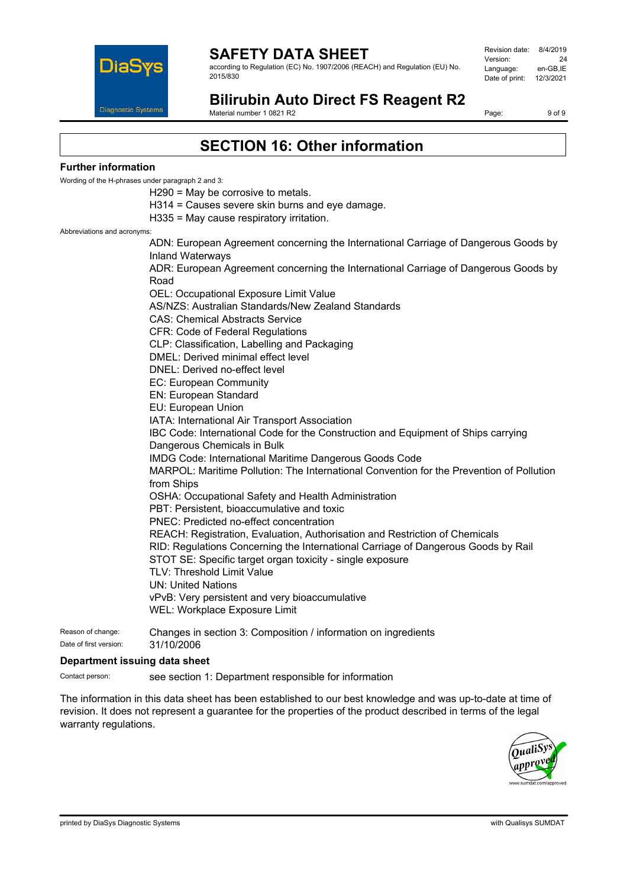# SECTION 16: Other information

### Further information

Wording of the H-phrases under paragraph 2 and 3:

H290 = May be corrosive to metals.
H314 = Causes severe skin burns and eye damage.
H335 = May cause respiratory irritation.

Abbreviations and acronyms:

ADN: European Agreement concerning the International Carriage of Dangerous Goods by Inland Waterways
ADR: European Agreement concerning the International Carriage of Dangerous Goods by Road
OEL: Occupational Exposure Limit Value
AS/NZS: Australian Standards/New Zealand Standards
CAS: Chemical Abstracts Service
CFR: Code of Federal Regulations
CLP: Classification, Labelling and Packaging
DMEL: Derived minimal effect level
DNEL: Derived no-effect level
EC: European Community
EN: European Standard
EU: European Union
IATA: International Air Transport Association
IBC Code: International Code for the Construction and Equipment of Ships carrying Dangerous Chemicals in Bulk
IMDG Code: International Maritime Dangerous Goods Code
MARPOL: Maritime Pollution: The International Convention for the Prevention of Pollution from Ships
OSHA: Occupational Safety and Health Administration
PBT: Persistent, bioaccumulative and toxic
PNEC: Predicted no-effect concentration
REACH: Registration, Evaluation, Authorisation and Restriction of Chemicals
RID: Regulations Concerning the International Carriage of Dangerous Goods by Rail
STOT SE: Specific target organ toxicity - single exposure
TLV: Threshold Limit Value
UN: United Nations
vPvB: Very persistent and very bioaccumulative
WEL: Workplace Exposure Limit

Reason of change: Changes in section 3: Composition / information on ingredients
Date of first version: 31/10/2006

### Department issuing data sheet

Contact person: see section 1: Department responsible for information

The information in this data sheet has been established to our best knowledge and was up-to-date at time of revision. It does not represent a guarantee for the properties of the product described in terms of the legal warranty regulations.